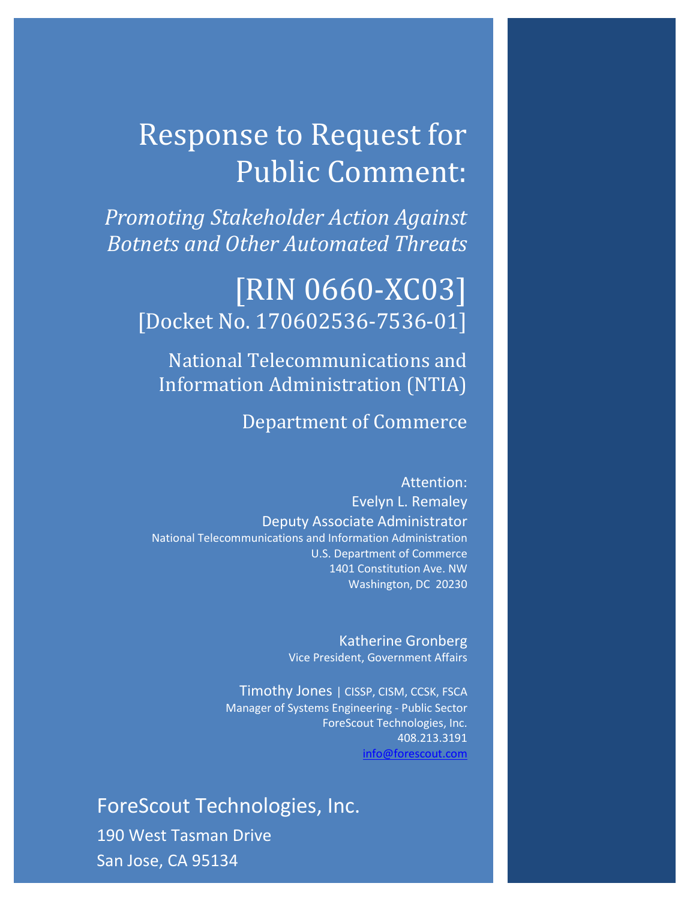# Response to Request for Public Comment:

*Promoting Stakeholder Action Against Botnets and Other Automated Threats*

## [RIN 0660-XC03]

[Docket No. 170602536-7536-01]

National Telecommunications and Information Administration (NTIA)

Department of Commerce

Attention:
Evelyn L. Remaley
Deputy Associate Administrator
National Telecommunications and Information Administration
U.S. Department of Commerce
1401 Constitution Ave. NW
Washington, DC 20230

Katherine Gronberg
Vice President, Government Affairs

Timothy Jones | CISSP, CISM, CCSK, FSCA
Manager of Systems Engineering - Public Sector
ForeScout Technologies, Inc.
408.213.3191
info@forescout.com

ForeScout Technologies, Inc.
190 West Tasman Drive
San Jose, CA 95134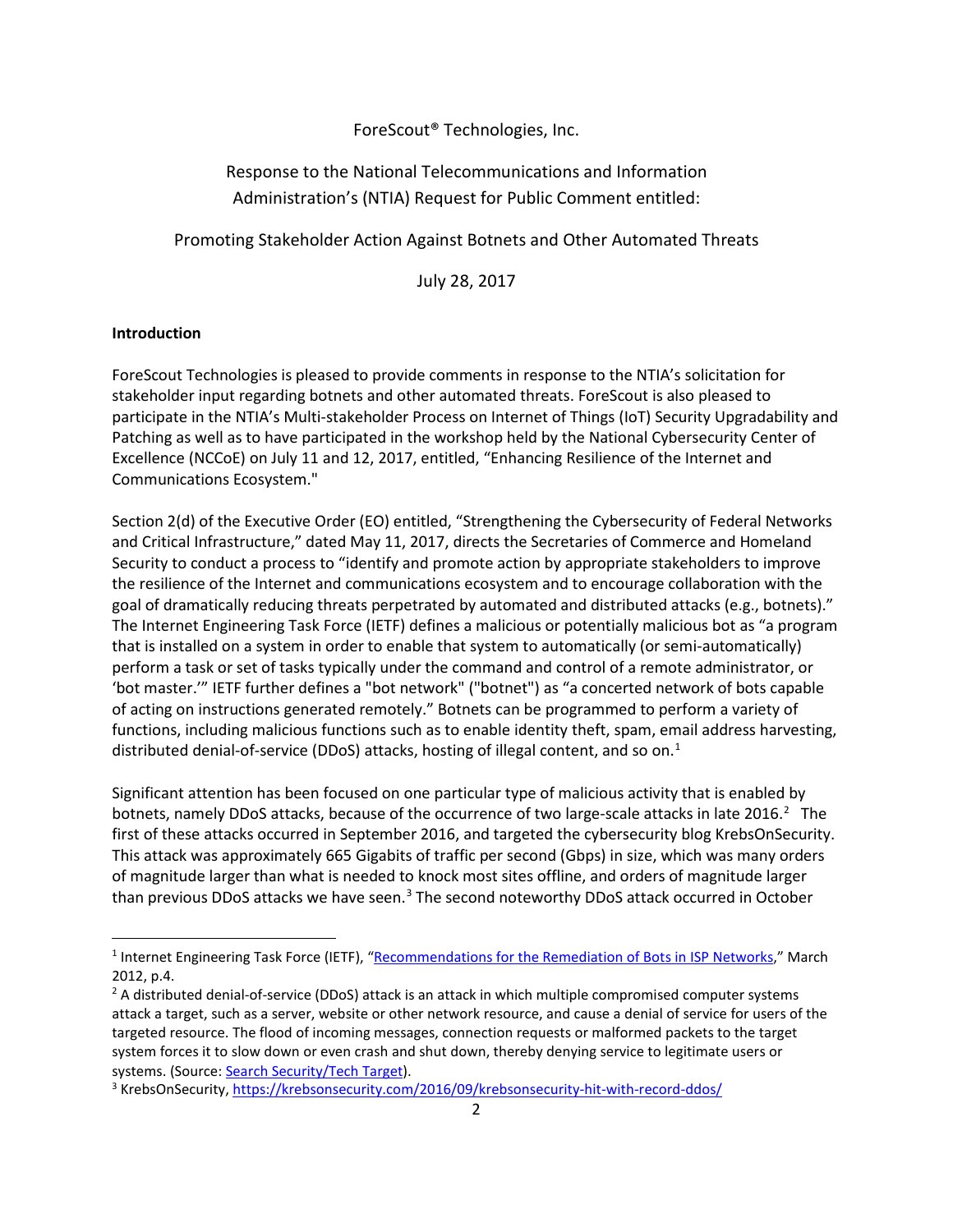ForeScout® Technologies, Inc.

Response to the National Telecommunications and Information Administration's (NTIA) Request for Public Comment entitled:

Promoting Stakeholder Action Against Botnets and Other Automated Threats

July 28, 2017

**Introduction**

ForeScout Technologies is pleased to provide comments in response to the NTIA's solicitation for stakeholder input regarding botnets and other automated threats. ForeScout is also pleased to participate in the NTIA's Multi-stakeholder Process on Internet of Things (IoT) Security Upgradability and Patching as well as to have participated in the workshop held by the National Cybersecurity Center of Excellence (NCCoE) on July 11 and 12, 2017, entitled, "Enhancing Resilience of the Internet and Communications Ecosystem."

Section 2(d) of the Executive Order (EO) entitled, "Strengthening the Cybersecurity of Federal Networks and Critical Infrastructure," dated May 11, 2017, directs the Secretaries of Commerce and Homeland Security to conduct a process to "identify and promote action by appropriate stakeholders to improve the resilience of the Internet and communications ecosystem and to encourage collaboration with the goal of dramatically reducing threats perpetrated by automated and distributed attacks (e.g., botnets)." The Internet Engineering Task Force (IETF) defines a malicious or potentially malicious bot as "a program that is installed on a system in order to enable that system to automatically (or semi-automatically) perform a task or set of tasks typically under the command and control of a remote administrator, or 'bot master.'" IETF further defines a "bot network" ("botnet") as "a concerted network of bots capable of acting on instructions generated remotely." Botnets can be programmed to perform a variety of functions, including malicious functions such as to enable identity theft, spam, email address harvesting, distributed denial-of-service (DDoS) attacks, hosting of illegal content, and so on.[1]

Significant attention has been focused on one particular type of malicious activity that is enabled by botnets, namely DDoS attacks, because of the occurrence of two large-scale attacks in late 2016.[2] The first of these attacks occurred in September 2016, and targeted the cybersecurity blog KrebsOnSecurity. This attack was approximately 665 Gigabits of traffic per second (Gbps) in size, which was many orders of magnitude larger than what is needed to knock most sites offline, and orders of magnitude larger than previous DDoS attacks we have seen.[3] The second noteworthy DDoS attack occurred in October

---

[1] Internet Engineering Task Force (IETF), "Recommendations for the Remediation of Bots in ISP Networks," March 2012, p.4.

[2] A distributed denial-of-service (DDoS) attack is an attack in which multiple compromised computer systems attack a target, such as a server, website or other network resource, and cause a denial of service for users of the targeted resource. The flood of incoming messages, connection requests or malformed packets to the target system forces it to slow down or even crash and shut down, thereby denying service to legitimate users or systems. (Source: Search Security/Tech Target).

[3] KrebsOnSecurity, https://krebsonsecurity.com/2016/09/krebsonsecurity-hit-with-record-ddos/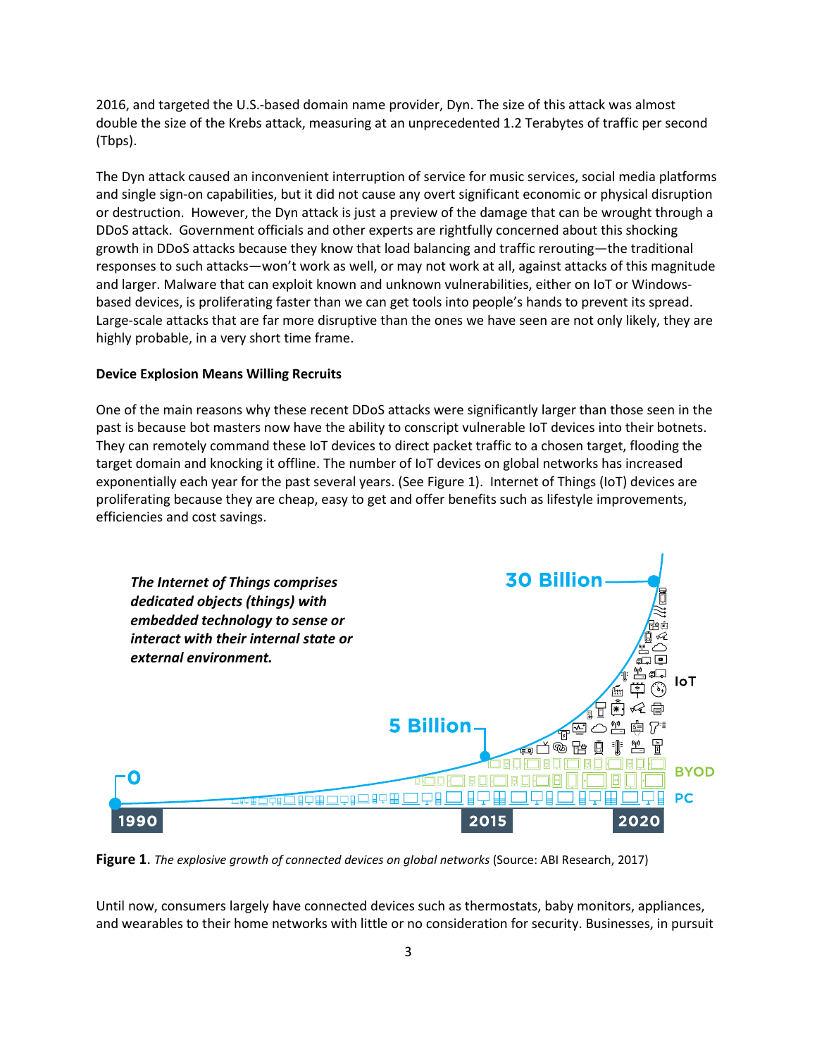2016, and targeted the U.S.-based domain name provider, Dyn. The size of this attack was almost double the size of the Krebs attack, measuring at an unprecedented 1.2 Terabytes of traffic per second (Tbps).

The Dyn attack caused an inconvenient interruption of service for music services, social media platforms and single sign-on capabilities, but it did not cause any overt significant economic or physical disruption or destruction. However, the Dyn attack is just a preview of the damage that can be wrought through a DDoS attack. Government officials and other experts are rightfully concerned about this shocking growth in DDoS attacks because they know that load balancing and traffic rerouting—the traditional responses to such attacks—won't work as well, or may not work at all, against attacks of this magnitude and larger. Malware that can exploit known and unknown vulnerabilities, either on IoT or Windows-based devices, is proliferating faster than we can get tools into people's hands to prevent its spread. Large-scale attacks that are far more disruptive than the ones we have seen are not only likely, they are highly probable, in a very short time frame.

**Device Explosion Means Willing Recruits**

One of the main reasons why these recent DDoS attacks were significantly larger than those seen in the past is because bot masters now have the ability to conscript vulnerable IoT devices into their botnets. They can remotely command these IoT devices to direct packet traffic to a chosen target, flooding the target domain and knocking it offline. The number of IoT devices on global networks has increased exponentially each year for the past several years. (See Figure 1). Internet of Things (IoT) devices are proliferating because they are cheap, easy to get and offer benefits such as lifestyle improvements, efficiencies and cost savings.

***The Internet of Things comprises dedicated objects (things) with embedded technology to sense or interact with their internal state or external environment.***

30 Billion

5 Billion

0

IoT

BYOD

PC

1990 2015 2020

**Figure 1**. *The explosive growth of connected devices on global networks* (Source: ABI Research, 2017)

Until now, consumers largely have connected devices such as thermostats, baby monitors, appliances, and wearables to their home networks with little or no consideration for security. Businesses, in pursuit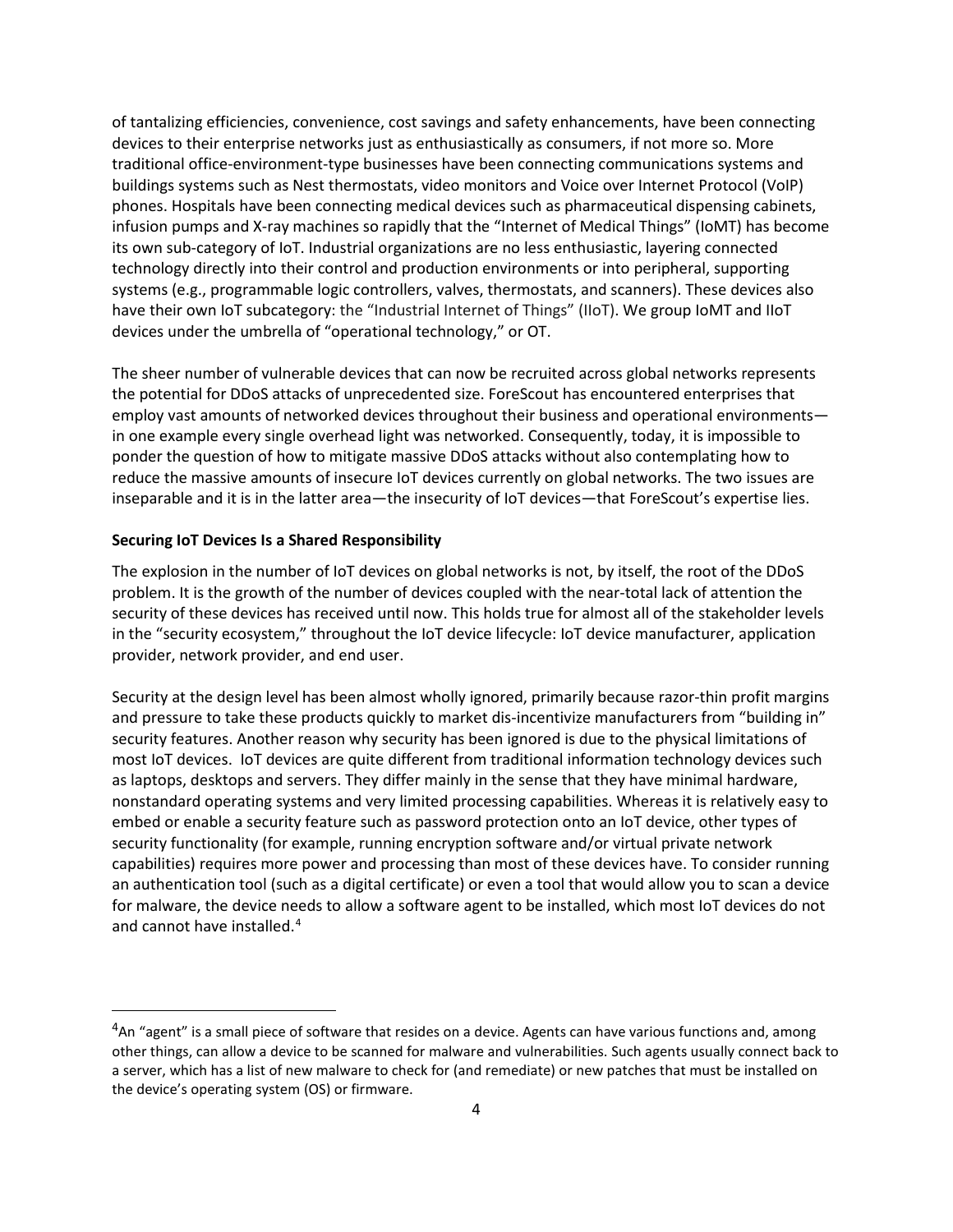of tantalizing efficiencies, convenience, cost savings and safety enhancements, have been connecting devices to their enterprise networks just as enthusiastically as consumers, if not more so. More traditional office-environment-type businesses have been connecting communications systems and buildings systems such as Nest thermostats, video monitors and Voice over Internet Protocol (VoIP) phones. Hospitals have been connecting medical devices such as pharmaceutical dispensing cabinets, infusion pumps and X-ray machines so rapidly that the "Internet of Medical Things" (IoMT) has become its own sub-category of IoT. Industrial organizations are no less enthusiastic, layering connected technology directly into their control and production environments or into peripheral, supporting systems (e.g., programmable logic controllers, valves, thermostats, and scanners). These devices also have their own IoT subcategory: the "Industrial Internet of Things" (IIoT). We group IoMT and IIoT devices under the umbrella of "operational technology," or OT.

The sheer number of vulnerable devices that can now be recruited across global networks represents the potential for DDoS attacks of unprecedented size. ForeScout has encountered enterprises that employ vast amounts of networked devices throughout their business and operational environments—in one example every single overhead light was networked. Consequently, today, it is impossible to ponder the question of how to mitigate massive DDoS attacks without also contemplating how to reduce the massive amounts of insecure IoT devices currently on global networks. The two issues are inseparable and it is in the latter area—the insecurity of IoT devices—that ForeScout's expertise lies.

**Securing IoT Devices Is a Shared Responsibility**

The explosion in the number of IoT devices on global networks is not, by itself, the root of the DDoS problem. It is the growth of the number of devices coupled with the near-total lack of attention the security of these devices has received until now. This holds true for almost all of the stakeholder levels in the "security ecosystem," throughout the IoT device lifecycle: IoT device manufacturer, application provider, network provider, and end user.

Security at the design level has been almost wholly ignored, primarily because razor-thin profit margins and pressure to take these products quickly to market dis-incentivize manufacturers from "building in" security features. Another reason why security has been ignored is due to the physical limitations of most IoT devices. IoT devices are quite different from traditional information technology devices such as laptops, desktops and servers. They differ mainly in the sense that they have minimal hardware, nonstandard operating systems and very limited processing capabilities. Whereas it is relatively easy to embed or enable a security feature such as password protection onto an IoT device, other types of security functionality (for example, running encryption software and/or virtual private network capabilities) requires more power and processing than most of these devices have. To consider running an authentication tool (such as a digital certificate) or even a tool that would allow you to scan a device for malware, the device needs to allow a software agent to be installed, which most IoT devices do not and cannot have installed.[4]

[4] An "agent" is a small piece of software that resides on a device. Agents can have various functions and, among other things, can allow a device to be scanned for malware and vulnerabilities. Such agents usually connect back to a server, which has a list of new malware to check for (and remediate) or new patches that must be installed on the device's operating system (OS) or firmware.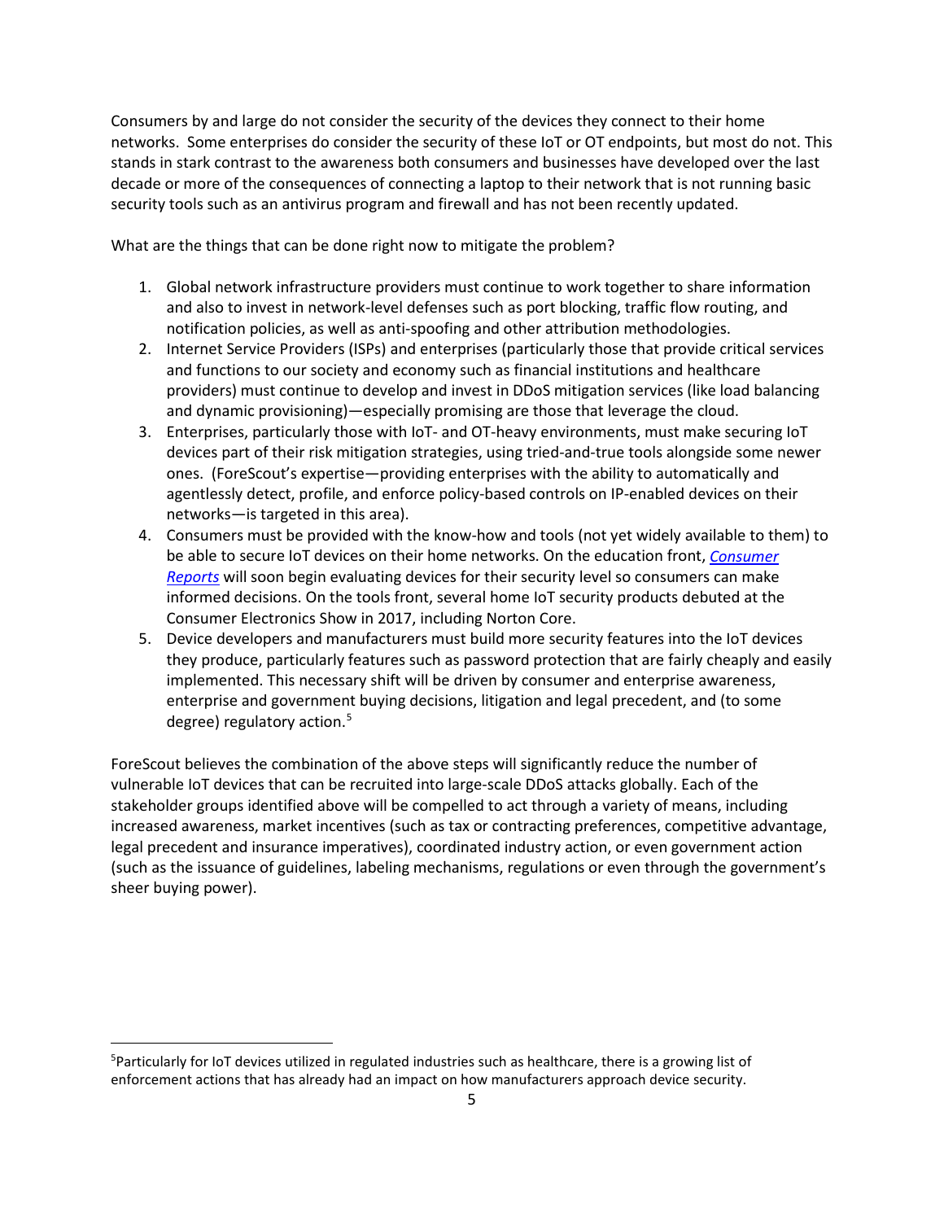Consumers by and large do not consider the security of the devices they connect to their home networks. Some enterprises do consider the security of these IoT or OT endpoints, but most do not. This stands in stark contrast to the awareness both consumers and businesses have developed over the last decade or more of the consequences of connecting a laptop to their network that is not running basic security tools such as an antivirus program and firewall and has not been recently updated.

What are the things that can be done right now to mitigate the problem?

1. Global network infrastructure providers must continue to work together to share information and also to invest in network-level defenses such as port blocking, traffic flow routing, and notification policies, as well as anti-spoofing and other attribution methodologies.
2. Internet Service Providers (ISPs) and enterprises (particularly those that provide critical services and functions to our society and economy such as financial institutions and healthcare providers) must continue to develop and invest in DDoS mitigation services (like load balancing and dynamic provisioning)—especially promising are those that leverage the cloud.
3. Enterprises, particularly those with IoT- and OT-heavy environments, must make securing IoT devices part of their risk mitigation strategies, using tried-and-true tools alongside some newer ones. (ForeScout's expertise—providing enterprises with the ability to automatically and agentlessly detect, profile, and enforce policy-based controls on IP-enabled devices on their networks—is targeted in this area).
4. Consumers must be provided with the know-how and tools (not yet widely available to them) to be able to secure IoT devices on their home networks. On the education front, *Consumer Reports* will soon begin evaluating devices for their security level so consumers can make informed decisions. On the tools front, several home IoT security products debuted at the Consumer Electronics Show in 2017, including Norton Core.
5. Device developers and manufacturers must build more security features into the IoT devices they produce, particularly features such as password protection that are fairly cheaply and easily implemented. This necessary shift will be driven by consumer and enterprise awareness, enterprise and government buying decisions, litigation and legal precedent, and (to some degree) regulatory action.[5]

ForeScout believes the combination of the above steps will significantly reduce the number of vulnerable IoT devices that can be recruited into large-scale DDoS attacks globally. Each of the stakeholder groups identified above will be compelled to act through a variety of means, including increased awareness, market incentives (such as tax or contracting preferences, competitive advantage, legal precedent and insurance imperatives), coordinated industry action, or even government action (such as the issuance of guidelines, labeling mechanisms, regulations or even through the government's sheer buying power).

[5] Particularly for IoT devices utilized in regulated industries such as healthcare, there is a growing list of enforcement actions that has already had an impact on how manufacturers approach device security.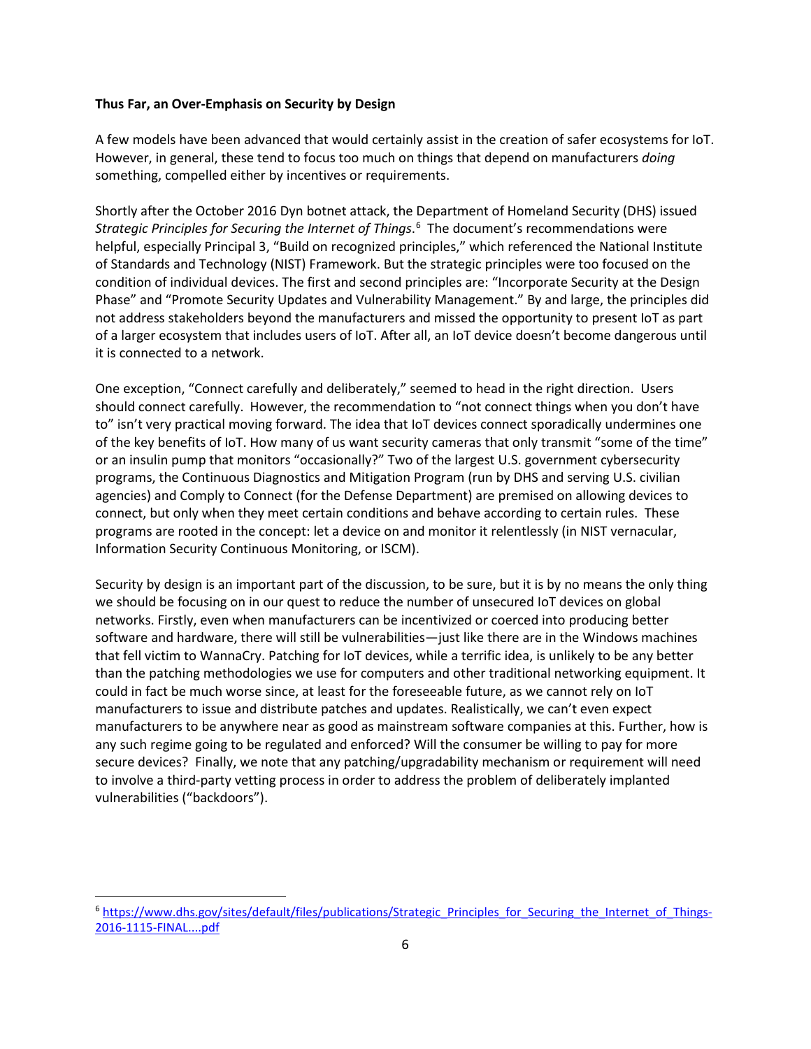**Thus Far, an Over-Emphasis on Security by Design**

A few models have been advanced that would certainly assist in the creation of safer ecosystems for IoT. However, in general, these tend to focus too much on things that depend on manufacturers *doing* something, compelled either by incentives or requirements.

Shortly after the October 2016 Dyn botnet attack, the Department of Homeland Security (DHS) issued *Strategic Principles for Securing the Internet of Things*.[6] The document's recommendations were helpful, especially Principal 3, "Build on recognized principles," which referenced the National Institute of Standards and Technology (NIST) Framework. But the strategic principles were too focused on the condition of individual devices. The first and second principles are: "Incorporate Security at the Design Phase" and "Promote Security Updates and Vulnerability Management." By and large, the principles did not address stakeholders beyond the manufacturers and missed the opportunity to present IoT as part of a larger ecosystem that includes users of IoT. After all, an IoT device doesn't become dangerous until it is connected to a network.

One exception, "Connect carefully and deliberately," seemed to head in the right direction. Users should connect carefully. However, the recommendation to "not connect things when you don't have to" isn't very practical moving forward. The idea that IoT devices connect sporadically undermines one of the key benefits of IoT. How many of us want security cameras that only transmit "some of the time" or an insulin pump that monitors "occasionally?" Two of the largest U.S. government cybersecurity programs, the Continuous Diagnostics and Mitigation Program (run by DHS and serving U.S. civilian agencies) and Comply to Connect (for the Defense Department) are premised on allowing devices to connect, but only when they meet certain conditions and behave according to certain rules. These programs are rooted in the concept: let a device on and monitor it relentlessly (in NIST vernacular, Information Security Continuous Monitoring, or ISCM).

Security by design is an important part of the discussion, to be sure, but it is by no means the only thing we should be focusing on in our quest to reduce the number of unsecured IoT devices on global networks. Firstly, even when manufacturers can be incentivized or coerced into producing better software and hardware, there will still be vulnerabilities—just like there are in the Windows machines that fell victim to WannaCry. Patching for IoT devices, while a terrific idea, is unlikely to be any better than the patching methodologies we use for computers and other traditional networking equipment. It could in fact be much worse since, at least for the foreseeable future, as we cannot rely on IoT manufacturers to issue and distribute patches and updates. Realistically, we can't even expect manufacturers to be anywhere near as good as mainstream software companies at this. Further, how is any such regime going to be regulated and enforced? Will the consumer be willing to pay for more secure devices? Finally, we note that any patching/upgradability mechanism or requirement will need to involve a third-party vetting process in order to address the problem of deliberately implanted vulnerabilities ("backdoors").

---

[6] https://www.dhs.gov/sites/default/files/publications/Strategic_Principles_for_Securing_the_Internet_of_Things-2016-1115-FINAL....pdf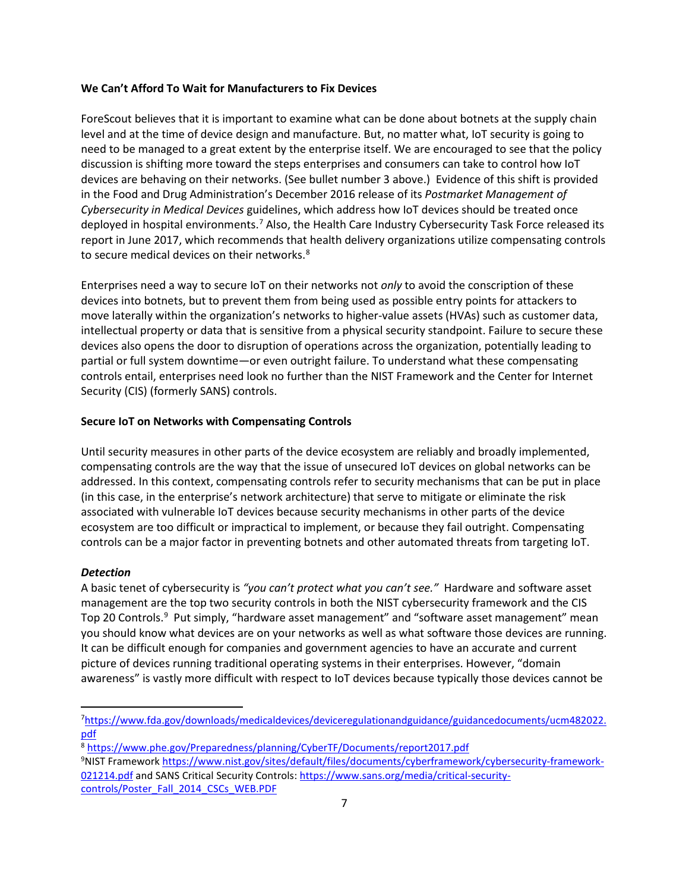**We Can't Afford To Wait for Manufacturers to Fix Devices**

ForeScout believes that it is important to examine what can be done about botnets at the supply chain level and at the time of device design and manufacture. But, no matter what, IoT security is going to need to be managed to a great extent by the enterprise itself. We are encouraged to see that the policy discussion is shifting more toward the steps enterprises and consumers can take to control how IoT devices are behaving on their networks. (See bullet number 3 above.) Evidence of this shift is provided in the Food and Drug Administration's December 2016 release of its *Postmarket Management of Cybersecurity in Medical Devices* guidelines, which address how IoT devices should be treated once deployed in hospital environments.[7] Also, the Health Care Industry Cybersecurity Task Force released its report in June 2017, which recommends that health delivery organizations utilize compensating controls to secure medical devices on their networks.[8]

Enterprises need a way to secure IoT on their networks not *only* to avoid the conscription of these devices into botnets, but to prevent them from being used as possible entry points for attackers to move laterally within the organization's networks to higher-value assets (HVAs) such as customer data, intellectual property or data that is sensitive from a physical security standpoint. Failure to secure these devices also opens the door to disruption of operations across the organization, potentially leading to partial or full system downtime—or even outright failure. To understand what these compensating controls entail, enterprises need look no further than the NIST Framework and the Center for Internet Security (CIS) (formerly SANS) controls.

**Secure IoT on Networks with Compensating Controls**

Until security measures in other parts of the device ecosystem are reliably and broadly implemented, compensating controls are the way that the issue of unsecured IoT devices on global networks can be addressed. In this context, compensating controls refer to security mechanisms that can be put in place (in this case, in the enterprise's network architecture) that serve to mitigate or eliminate the risk associated with vulnerable IoT devices because security mechanisms in other parts of the device ecosystem are too difficult or impractical to implement, or because they fail outright. Compensating controls can be a major factor in preventing botnets and other automated threats from targeting IoT.

***Detection***

A basic tenet of cybersecurity is *"you can't protect what you can't see."* Hardware and software asset management are the top two security controls in both the NIST cybersecurity framework and the CIS Top 20 Controls.[9] Put simply, "hardware asset management" and "software asset management" mean you should know what devices are on your networks as well as what software those devices are running. It can be difficult enough for companies and government agencies to have an accurate and current picture of devices running traditional operating systems in their enterprises. However, "domain awareness" is vastly more difficult with respect to IoT devices because typically those devices cannot be

---

[7] https://www.fda.gov/downloads/medicaldevices/deviceregulationandguidance/guidancedocuments/ucm482022.pdf

[8] https://www.phe.gov/Preparedness/planning/CyberTF/Documents/report2017.pdf

[9] NIST Framework https://www.nist.gov/sites/default/files/documents/cyberframework/cybersecurity-framework-021214.pdf and SANS Critical Security Controls: https://www.sans.org/media/critical-security-controls/Poster_Fall_2014_CSCs_WEB.PDF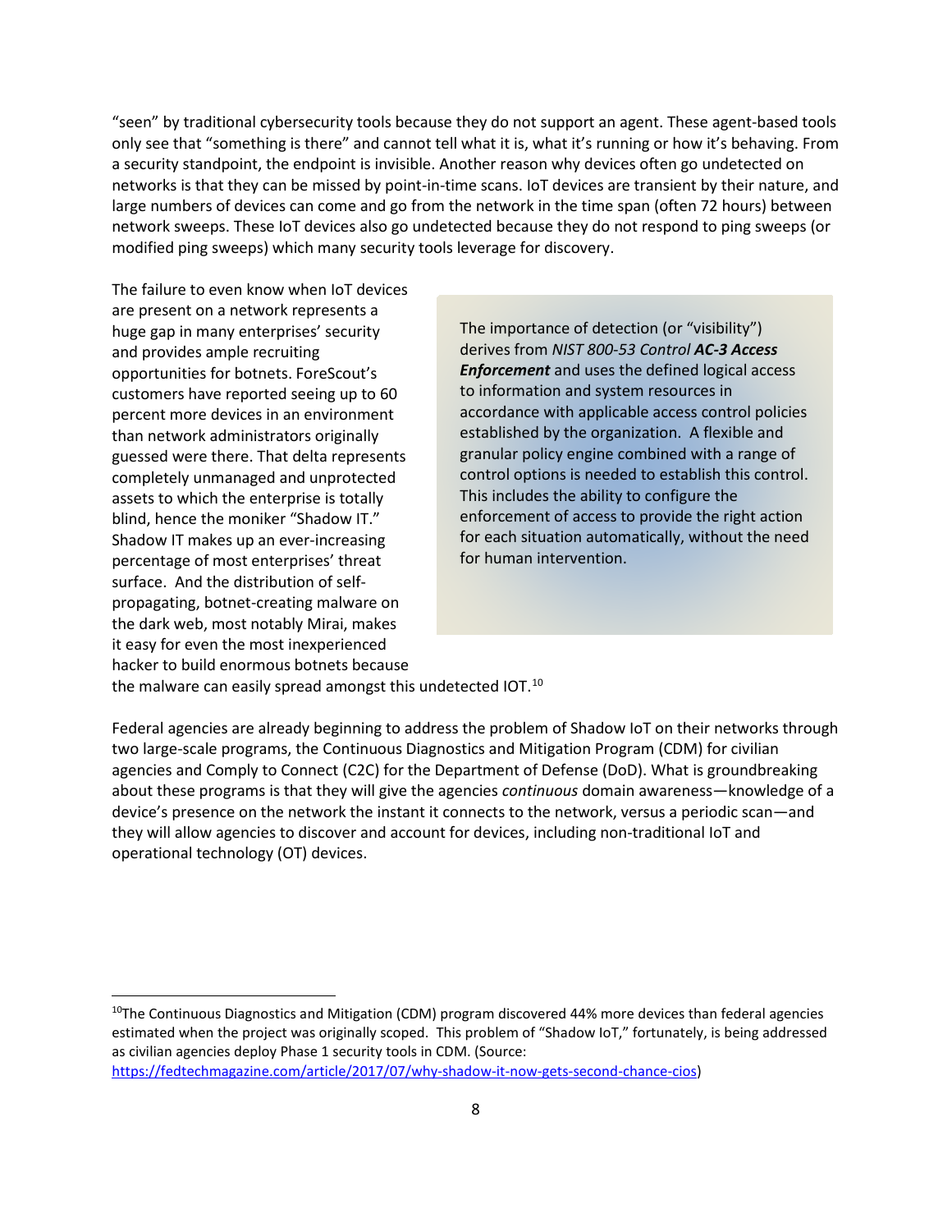"seen" by traditional cybersecurity tools because they do not support an agent. These agent-based tools only see that "something is there" and cannot tell what it is, what it's running or how it's behaving. From a security standpoint, the endpoint is invisible. Another reason why devices often go undetected on networks is that they can be missed by point-in-time scans. IoT devices are transient by their nature, and large numbers of devices can come and go from the network in the time span (often 72 hours) between network sweeps. These IoT devices also go undetected because they do not respond to ping sweeps (or modified ping sweeps) which many security tools leverage for discovery.

The failure to even know when IoT devices are present on a network represents a huge gap in many enterprises' security and provides ample recruiting opportunities for botnets. ForeScout's customers have reported seeing up to 60 percent more devices in an environment than network administrators originally guessed were there. That delta represents completely unmanaged and unprotected assets to which the enterprise is totally blind, hence the moniker "Shadow IT." Shadow IT makes up an ever-increasing percentage of most enterprises' threat surface. And the distribution of self-propagating, botnet-creating malware on the dark web, most notably Mirai, makes it easy for even the most inexperienced hacker to build enormous botnets because the malware can easily spread amongst this undetected IOT.[10]

> The importance of detection (or "visibility") derives from *NIST 800-53 Control* ***AC-3 Access Enforcement*** and uses the defined logical access to information and system resources in accordance with applicable access control policies established by the organization. A flexible and granular policy engine combined with a range of control options is needed to establish this control. This includes the ability to configure the enforcement of access to provide the right action for each situation automatically, without the need for human intervention.

Federal agencies are already beginning to address the problem of Shadow IoT on their networks through two large-scale programs, the Continuous Diagnostics and Mitigation Program (CDM) for civilian agencies and Comply to Connect (C2C) for the Department of Defense (DoD). What is groundbreaking about these programs is that they will give the agencies *continuous* domain awareness—knowledge of a device's presence on the network the instant it connects to the network, versus a periodic scan—and they will allow agencies to discover and account for devices, including non-traditional IoT and operational technology (OT) devices.

---

[10] The Continuous Diagnostics and Mitigation (CDM) program discovered 44% more devices than federal agencies estimated when the project was originally scoped. This problem of "Shadow IoT," fortunately, is being addressed as civilian agencies deploy Phase 1 security tools in CDM. (Source: https://fedtechmagazine.com/article/2017/07/why-shadow-it-now-gets-second-chance-cios)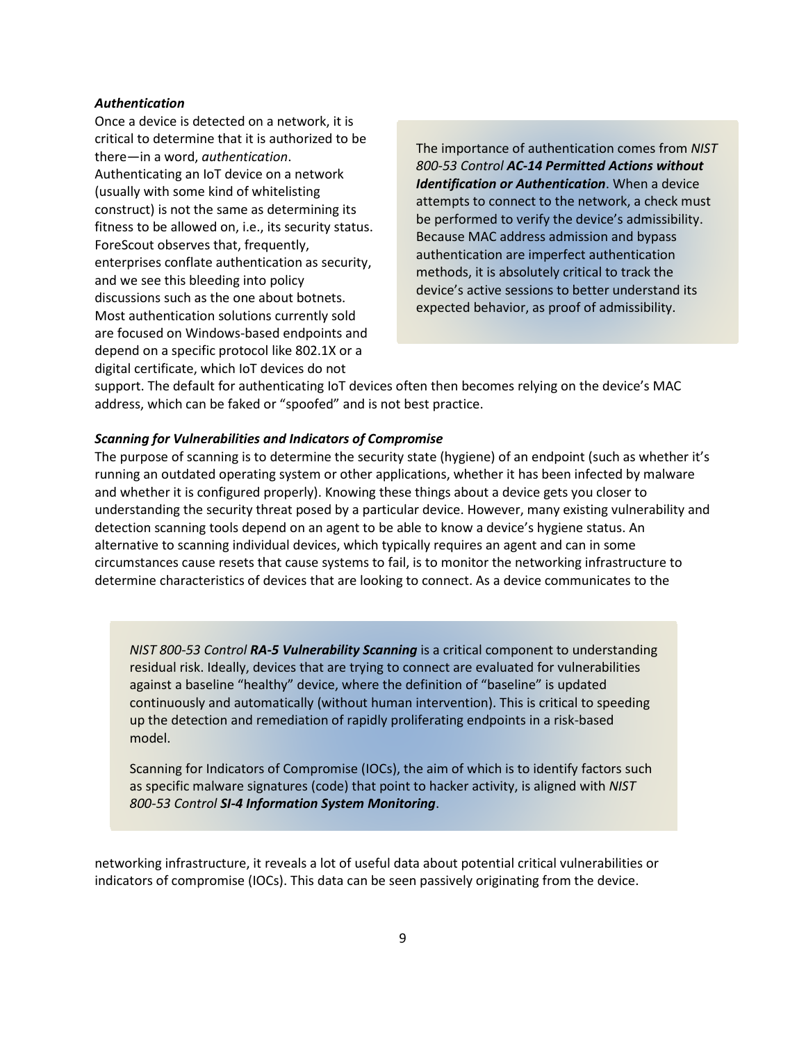***Authentication***

Once a device is detected on a network, it is critical to determine that it is authorized to be there—in a word, *authentication*. Authenticating an IoT device on a network (usually with some kind of whitelisting construct) is not the same as determining its fitness to be allowed on, i.e., its security status. ForeScout observes that, frequently, enterprises conflate authentication as security, and we see this bleeding into policy discussions such as the one about botnets. Most authentication solutions currently sold are focused on Windows-based endpoints and depend on a specific protocol like 802.1X or a digital certificate, which IoT devices do not support. The default for authenticating IoT devices often then becomes relying on the device's MAC address, which can be faked or "spoofed" and is not best practice.

> The importance of authentication comes from *NIST 800-53 Control* ***AC-14 Permitted Actions without Identification or Authentication***. When a device attempts to connect to the network, a check must be performed to verify the device's admissibility. Because MAC address admission and bypass authentication are imperfect authentication methods, it is absolutely critical to track the device's active sessions to better understand its expected behavior, as proof of admissibility.

***Scanning for Vulnerabilities and Indicators of Compromise***

The purpose of scanning is to determine the security state (hygiene) of an endpoint (such as whether it's running an outdated operating system or other applications, whether it has been infected by malware and whether it is configured properly). Knowing these things about a device gets you closer to understanding the security threat posed by a particular device. However, many existing vulnerability and detection scanning tools depend on an agent to be able to know a device's hygiene status. An alternative to scanning individual devices, which typically requires an agent and can in some circumstances cause resets that cause systems to fail, is to monitor the networking infrastructure to determine characteristics of devices that are looking to connect. As a device communicates to the networking infrastructure, it reveals a lot of useful data about potential critical vulnerabilities or indicators of compromise (IOCs). This data can be seen passively originating from the device.

> *NIST 800-53 Control* ***RA-5 Vulnerability Scanning*** is a critical component to understanding residual risk. Ideally, devices that are trying to connect are evaluated for vulnerabilities against a baseline "healthy" device, where the definition of "baseline" is updated continuously and automatically (without human intervention). This is critical to speeding up the detection and remediation of rapidly proliferating endpoints in a risk-based model.
>
> Scanning for Indicators of Compromise (IOCs), the aim of which is to identify factors such as specific malware signatures (code) that point to hacker activity, is aligned with *NIST 800-53 Control* ***SI-4 Information System Monitoring***.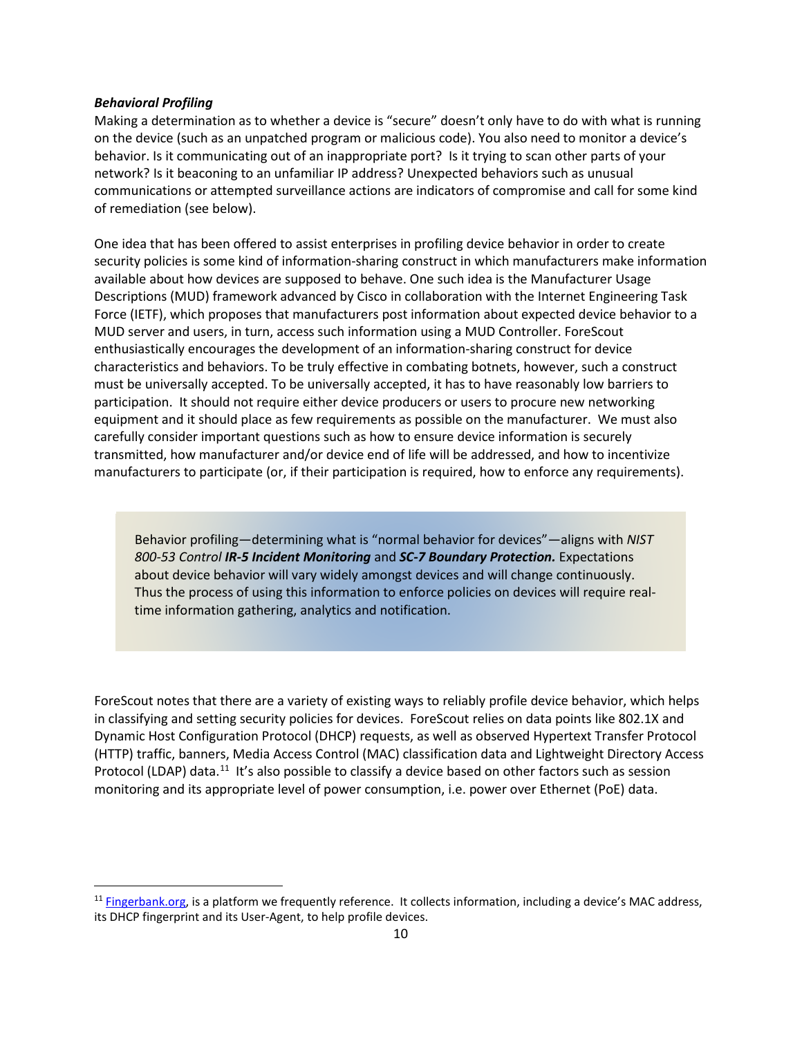***Behavioral Profiling***

Making a determination as to whether a device is "secure" doesn't only have to do with what is running on the device (such as an unpatched program or malicious code). You also need to monitor a device's behavior. Is it communicating out of an inappropriate port? Is it trying to scan other parts of your network? Is it beaconing to an unfamiliar IP address? Unexpected behaviors such as unusual communications or attempted surveillance actions are indicators of compromise and call for some kind of remediation (see below).

One idea that has been offered to assist enterprises in profiling device behavior in order to create security policies is some kind of information-sharing construct in which manufacturers make information available about how devices are supposed to behave. One such idea is the Manufacturer Usage Descriptions (MUD) framework advanced by Cisco in collaboration with the Internet Engineering Task Force (IETF), which proposes that manufacturers post information about expected device behavior to a MUD server and users, in turn, access such information using a MUD Controller. ForeScout enthusiastically encourages the development of an information-sharing construct for device characteristics and behaviors. To be truly effective in combating botnets, however, such a construct must be universally accepted. To be universally accepted, it has to have reasonably low barriers to participation. It should not require either device producers or users to procure new networking equipment and it should place as few requirements as possible on the manufacturer. We must also carefully consider important questions such as how to ensure device information is securely transmitted, how manufacturer and/or device end of life will be addressed, and how to incentivize manufacturers to participate (or, if their participation is required, how to enforce any requirements).

> Behavior profiling—determining what is "normal behavior for devices"—aligns with *NIST 800-53 Control* ***IR-5 Incident Monitoring*** and ***SC-7 Boundary Protection.*** Expectations about device behavior will vary widely amongst devices and will change continuously. Thus the process of using this information to enforce policies on devices will require real-time information gathering, analytics and notification.

ForeScout notes that there are a variety of existing ways to reliably profile device behavior, which helps in classifying and setting security policies for devices. ForeScout relies on data points like 802.1X and Dynamic Host Configuration Protocol (DHCP) requests, as well as observed Hypertext Transfer Protocol (HTTP) traffic, banners, Media Access Control (MAC) classification data and Lightweight Directory Access Protocol (LDAP) data.[11] It's also possible to classify a device based on other factors such as session monitoring and its appropriate level of power consumption, i.e. power over Ethernet (PoE) data.

[11] Fingerbank.org, is a platform we frequently reference. It collects information, including a device's MAC address, its DHCP fingerprint and its User-Agent, to help profile devices.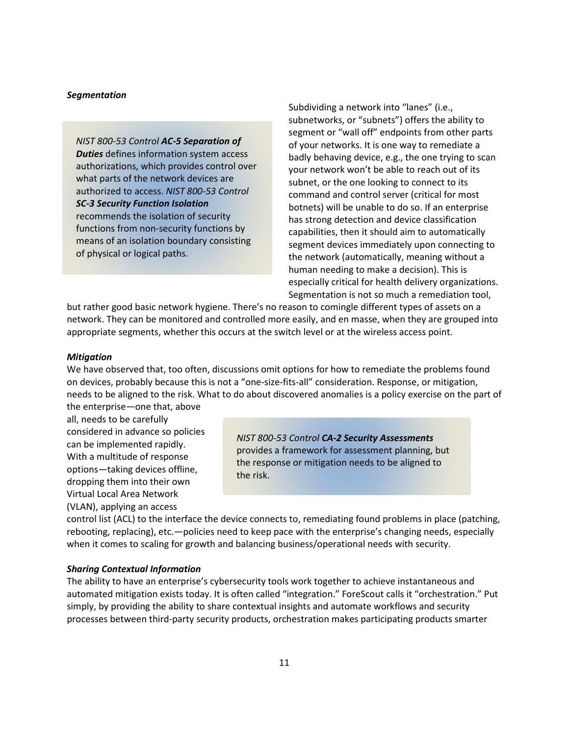***Segmentation***

> *NIST 800-53 Control* ***AC-5 Separation of Duties*** defines information system access authorizations, which provides control over what parts of the network devices are authorized to access. *NIST 800-53 Control* ***SC-3 Security Function Isolation*** recommends the isolation of security functions from non-security functions by means of an isolation boundary consisting of physical or logical paths.

Subdividing a network into "lanes" (i.e., subnetworks, or "subnets") offers the ability to segment or "wall off" endpoints from other parts of your networks. It is one way to remediate a badly behaving device, e.g., the one trying to scan your network won't be able to reach out of its subnet, or the one looking to connect to its command and control server (critical for most botnets) will be unable to do so. If an enterprise has strong detection and device classification capabilities, then it should aim to automatically segment devices immediately upon connecting to the network (automatically, meaning without a human needing to make a decision). This is especially critical for health delivery organizations. Segmentation is not so much a remediation tool, but rather good basic network hygiene. There's no reason to comingle different types of assets on a network. They can be monitored and controlled more easily, and en masse, when they are grouped into appropriate segments, whether this occurs at the switch level or at the wireless access point.

***Mitigation***

We have observed that, too often, discussions omit options for how to remediate the problems found on devices, probably because this is not a "one-size-fits-all" consideration. Response, or mitigation, needs to be aligned to the risk. What to do about discovered anomalies is a policy exercise on the part of the enterprise—one that, above all, needs to be carefully considered in advance so policies can be implemented rapidly. With a multitude of response options—taking devices offline, dropping them into their own Virtual Local Area Network (VLAN), applying an access control list (ACL) to the interface the device connects to, remediating found problems in place (patching, rebooting, replacing), etc.—policies need to keep pace with the enterprise's changing needs, especially when it comes to scaling for growth and balancing business/operational needs with security.

> *NIST 800-53 Control* ***CA-2 Security Assessments*** provides a framework for assessment planning, but the response or mitigation needs to be aligned to the risk.

***Sharing Contextual Information***

The ability to have an enterprise's cybersecurity tools work together to achieve instantaneous and automated mitigation exists today. It is often called "integration." ForeScout calls it "orchestration." Put simply, by providing the ability to share contextual insights and automate workflows and security processes between third-party security products, orchestration makes participating products smarter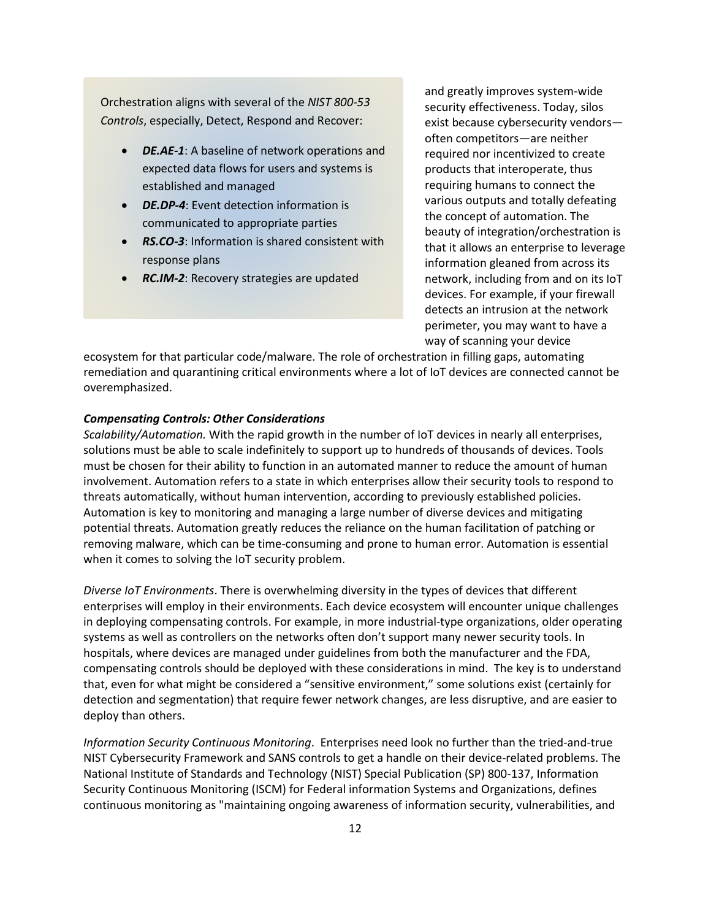Orchestration aligns with several of the *NIST 800-53 Controls*, especially, Detect, Respond and Recover:

- ***DE.AE-1***: A baseline of network operations and expected data flows for users and systems is established and managed
- ***DE.DP-4***: Event detection information is communicated to appropriate parties
- ***RS.CO-3***: Information is shared consistent with response plans
- ***RC.IM-2***: Recovery strategies are updated

and greatly improves system-wide security effectiveness. Today, silos exist because cybersecurity vendors—often competitors—are neither required nor incentivized to create products that interoperate, thus requiring humans to connect the various outputs and totally defeating the concept of automation. The beauty of integration/orchestration is that it allows an enterprise to leverage information gleaned from across its network, including from and on its IoT devices. For example, if your firewall detects an intrusion at the network perimeter, you may want to have a way of scanning your device ecosystem for that particular code/malware. The role of orchestration in filling gaps, automating remediation and quarantining critical environments where a lot of IoT devices are connected cannot be overemphasized.

***Compensating Controls: Other Considerations***

*Scalability/Automation.* With the rapid growth in the number of IoT devices in nearly all enterprises, solutions must be able to scale indefinitely to support up to hundreds of thousands of devices. Tools must be chosen for their ability to function in an automated manner to reduce the amount of human involvement. Automation refers to a state in which enterprises allow their security tools to respond to threats automatically, without human intervention, according to previously established policies. Automation is key to monitoring and managing a large number of diverse devices and mitigating potential threats. Automation greatly reduces the reliance on the human facilitation of patching or removing malware, which can be time-consuming and prone to human error. Automation is essential when it comes to solving the IoT security problem.

*Diverse IoT Environments*. There is overwhelming diversity in the types of devices that different enterprises will employ in their environments. Each device ecosystem will encounter unique challenges in deploying compensating controls. For example, in more industrial-type organizations, older operating systems as well as controllers on the networks often don't support many newer security tools. In hospitals, where devices are managed under guidelines from both the manufacturer and the FDA, compensating controls should be deployed with these considerations in mind. The key is to understand that, even for what might be considered a "sensitive environment," some solutions exist (certainly for detection and segmentation) that require fewer network changes, are less disruptive, and are easier to deploy than others.

*Information Security Continuous Monitoring*. Enterprises need look no further than the tried-and-true NIST Cybersecurity Framework and SANS controls to get a handle on their device-related problems. The National Institute of Standards and Technology (NIST) Special Publication (SP) 800-137, Information Security Continuous Monitoring (ISCM) for Federal information Systems and Organizations, defines continuous monitoring as "maintaining ongoing awareness of information security, vulnerabilities, and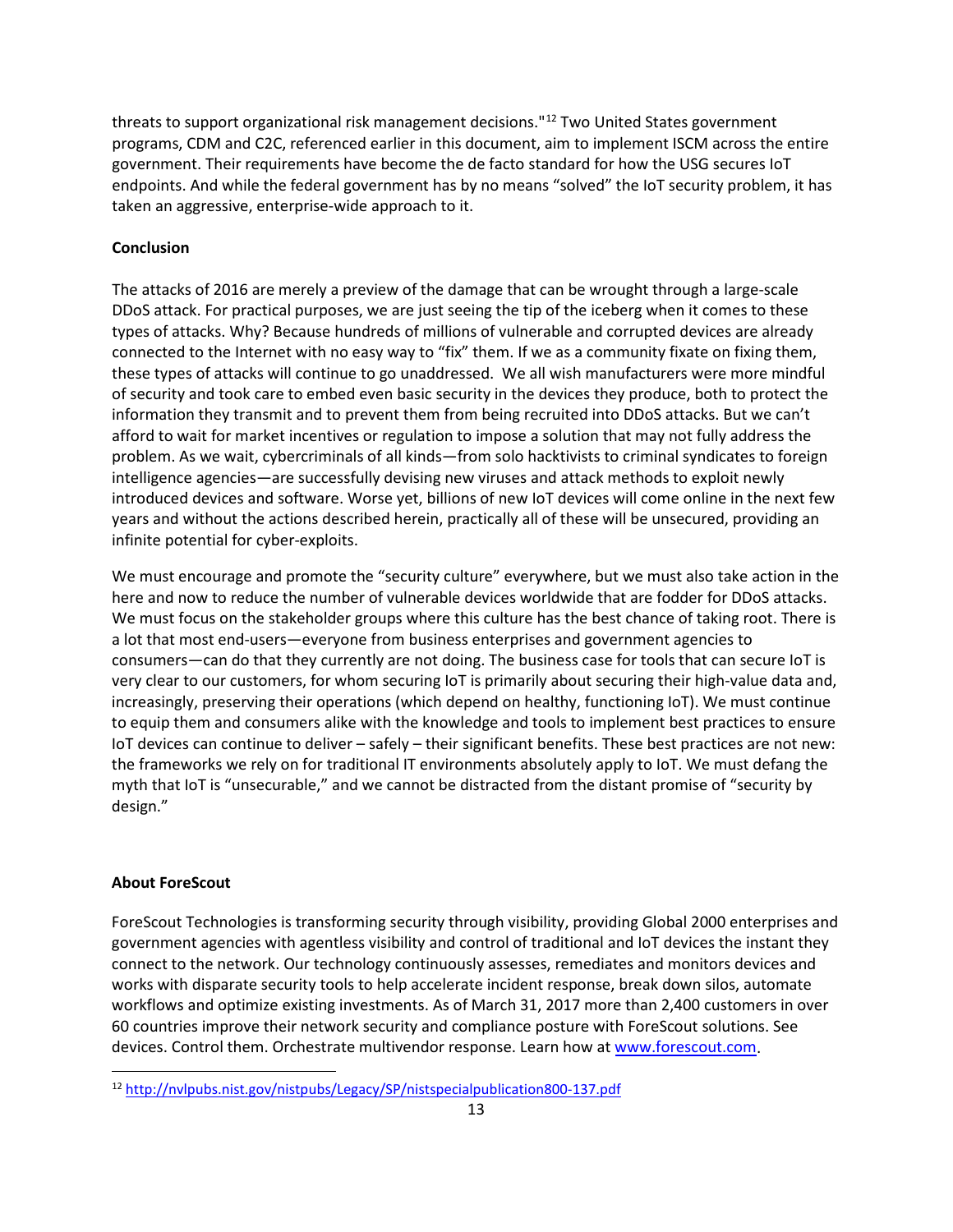threats to support organizational risk management decisions."[12] Two United States government programs, CDM and C2C, referenced earlier in this document, aim to implement ISCM across the entire government. Their requirements have become the de facto standard for how the USG secures IoT endpoints. And while the federal government has by no means "solved" the IoT security problem, it has taken an aggressive, enterprise-wide approach to it.

**Conclusion**

The attacks of 2016 are merely a preview of the damage that can be wrought through a large-scale DDoS attack. For practical purposes, we are just seeing the tip of the iceberg when it comes to these types of attacks. Why? Because hundreds of millions of vulnerable and corrupted devices are already connected to the Internet with no easy way to "fix" them. If we as a community fixate on fixing them, these types of attacks will continue to go unaddressed. We all wish manufacturers were more mindful of security and took care to embed even basic security in the devices they produce, both to protect the information they transmit and to prevent them from being recruited into DDoS attacks. But we can't afford to wait for market incentives or regulation to impose a solution that may not fully address the problem. As we wait, cybercriminals of all kinds—from solo hacktivists to criminal syndicates to foreign intelligence agencies—are successfully devising new viruses and attack methods to exploit newly introduced devices and software. Worse yet, billions of new IoT devices will come online in the next few years and without the actions described herein, practically all of these will be unsecured, providing an infinite potential for cyber-exploits.

We must encourage and promote the "security culture" everywhere, but we must also take action in the here and now to reduce the number of vulnerable devices worldwide that are fodder for DDoS attacks. We must focus on the stakeholder groups where this culture has the best chance of taking root. There is a lot that most end-users—everyone from business enterprises and government agencies to consumers—can do that they currently are not doing. The business case for tools that can secure IoT is very clear to our customers, for whom securing IoT is primarily about securing their high-value data and, increasingly, preserving their operations (which depend on healthy, functioning IoT). We must continue to equip them and consumers alike with the knowledge and tools to implement best practices to ensure IoT devices can continue to deliver – safely – their significant benefits. These best practices are not new: the frameworks we rely on for traditional IT environments absolutely apply to IoT. We must defang the myth that IoT is "unsecurable," and we cannot be distracted from the distant promise of "security by design."

**About ForeScout**

ForeScout Technologies is transforming security through visibility, providing Global 2000 enterprises and government agencies with agentless visibility and control of traditional and IoT devices the instant they connect to the network. Our technology continuously assesses, remediates and monitors devices and works with disparate security tools to help accelerate incident response, break down silos, automate workflows and optimize existing investments. As of March 31, 2017 more than 2,400 customers in over 60 countries improve their network security and compliance posture with ForeScout solutions. See devices. Control them. Orchestrate multivendor response. Learn how at www.forescout.com.

[12] http://nvlpubs.nist.gov/nistpubs/Legacy/SP/nistspecialpublication800-137.pdf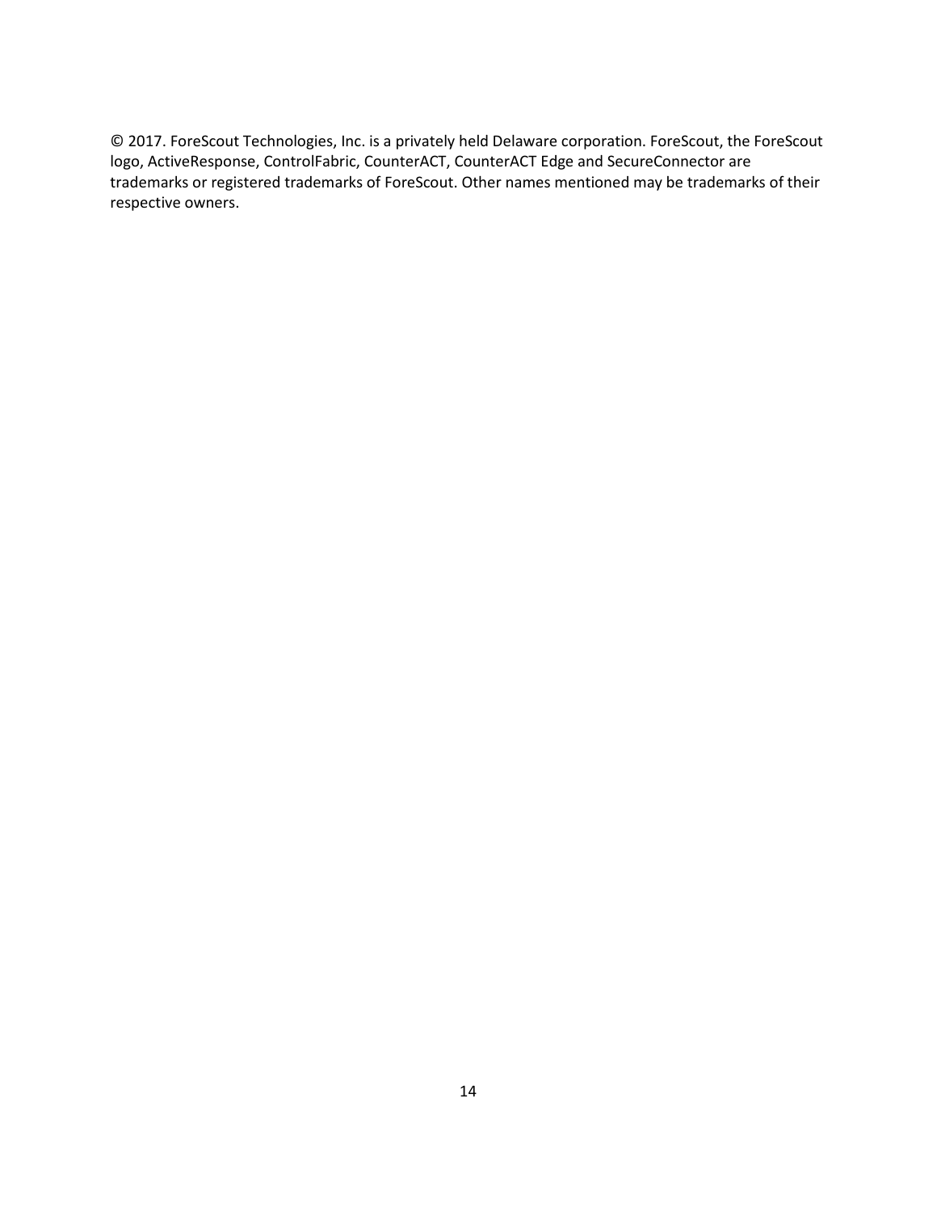© 2017. ForeScout Technologies, Inc. is a privately held Delaware corporation. ForeScout, the ForeScout logo, ActiveResponse, ControlFabric, CounterACT, CounterACT Edge and SecureConnector are trademarks or registered trademarks of ForeScout. Other names mentioned may be trademarks of their respective owners.